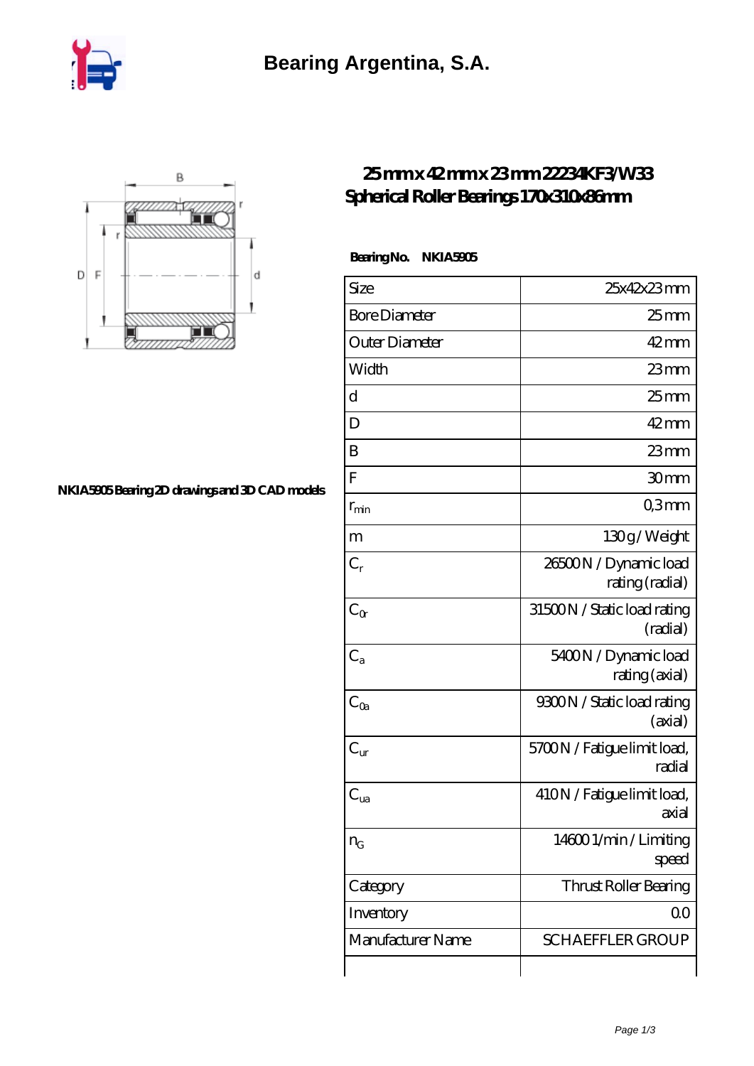Bearing Argentina, S.A.

# 25 mm x 42 mm x 23 mm 22234KF3/W33 Spherical Roller Bearings 170x310x86mm

NKIA5905 Bearing 2D drawings and 3D CAD models

**Bearing No. NKIA5905**

| Size | 25x42x23 mm |
|---|---|
| Bore Diameter | 25 mm |
| Outer Diameter | 42 mm |
| Width | 23 mm |
| d | 25 mm |
| D | 42 mm |
| B | 23 mm |
| F | 30 mm |
| $r_{min}$ | 0,3 mm |
| m | 130 g / Weight |
| $C_r$ | 26500 N / Dynamic load rating (radial) |
| $C_{0r}$ | 31500 N / Static load rating (radial) |
| $C_a$ | 5400 N / Dynamic load rating (axial) |
| $C_{0a}$ | 9300 N / Static load rating (axial) |
| $C_{ur}$ | 5700 N / Fatigue limit load, radial |
| $C_{ua}$ | 410 N / Fatigue limit load, axial |
| $n_G$ | 14600 1/min / Limiting speed |
| Category | Thrust Roller Bearing |
| Inventory | 0.0 |
| Manufacturer Name | SCHAEFFLER GROUP |
| | |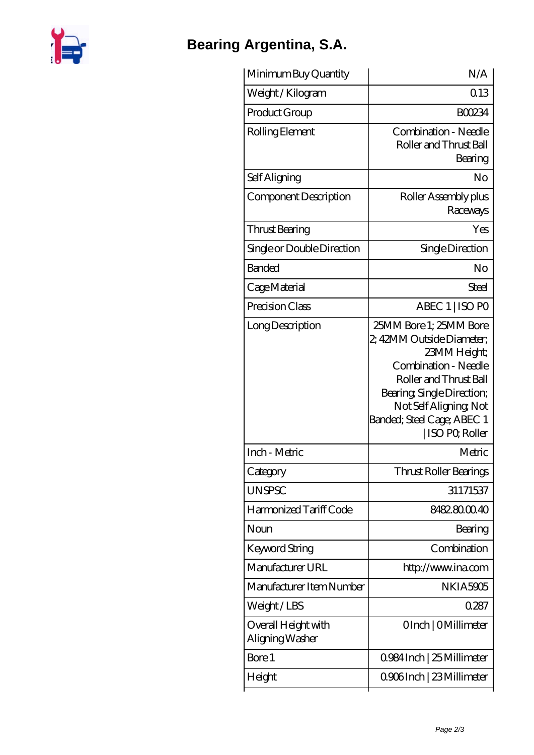# Bearing Argentina, S.A.

| | |
|---|---|
| Minimum Buy Quantity | N/A |
| Weight / Kilogram | 0.13 |
| Product Group | B00234 |
| Rolling Element | Combination - Needle Roller and Thrust Ball Bearing |
| Self Aligning | No |
| Component Description | Roller Assembly plus Raceways |
| Thrust Bearing | Yes |
| Single or Double Direction | Single Direction |
| Banded | No |
| Cage Material | Steel |
| Precision Class | ABEC 1 \| ISO P0 |
| Long Description | 25MM Bore 1; 25MM Bore 2; 42MM Outside Diameter; 23MM Height; Combination - Needle Roller and Thrust Ball Bearing; Single Direction; Not Self Aligning; Not Banded; Steel Cage; ABEC 1 \| ISO P0; Roller |
| Inch - Metric | Metric |
| Category | Thrust Roller Bearings |
| UNSPSC | 31171537 |
| Harmonized Tariff Code | 8482.80.00.40 |
| Noun | Bearing |
| Keyword String | Combination |
| Manufacturer URL | http://www.ina.com |
| Manufacturer Item Number | NKIA5905 |
| Weight / LBS | 0.287 |
| Overall Height with Aligning Washer | 0 Inch \| 0 Millimeter |
| Bore 1 | 0.984 Inch \| 25 Millimeter |
| Height | 0.906 Inch \| 23 Millimeter |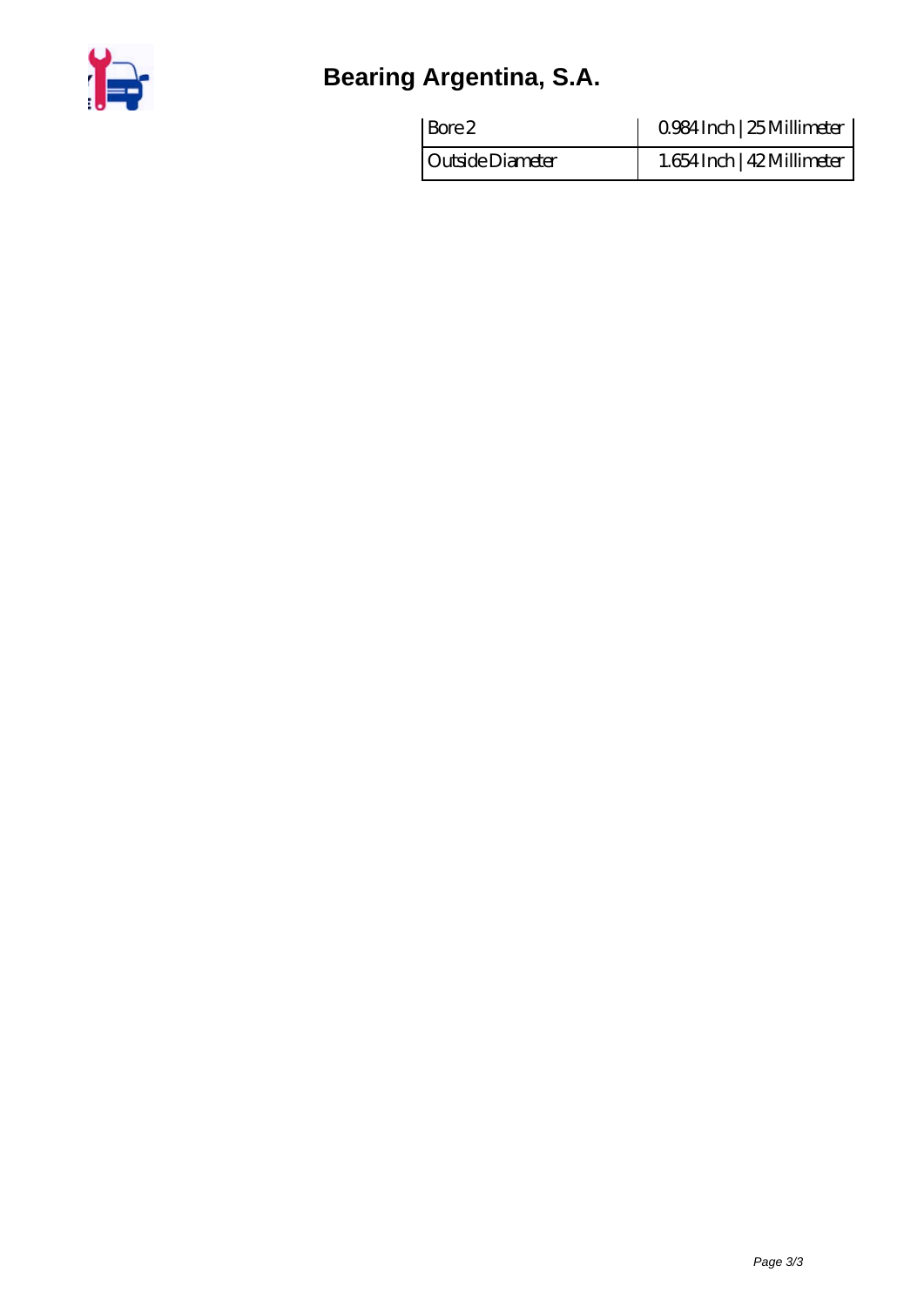# Bearing Argentina, S.A.

| | |
|---|---|
| Bore 2 | 0.984 Inch \| 25 Millimeter |
| Outside Diameter | 1.654 Inch \| 42 Millimeter |